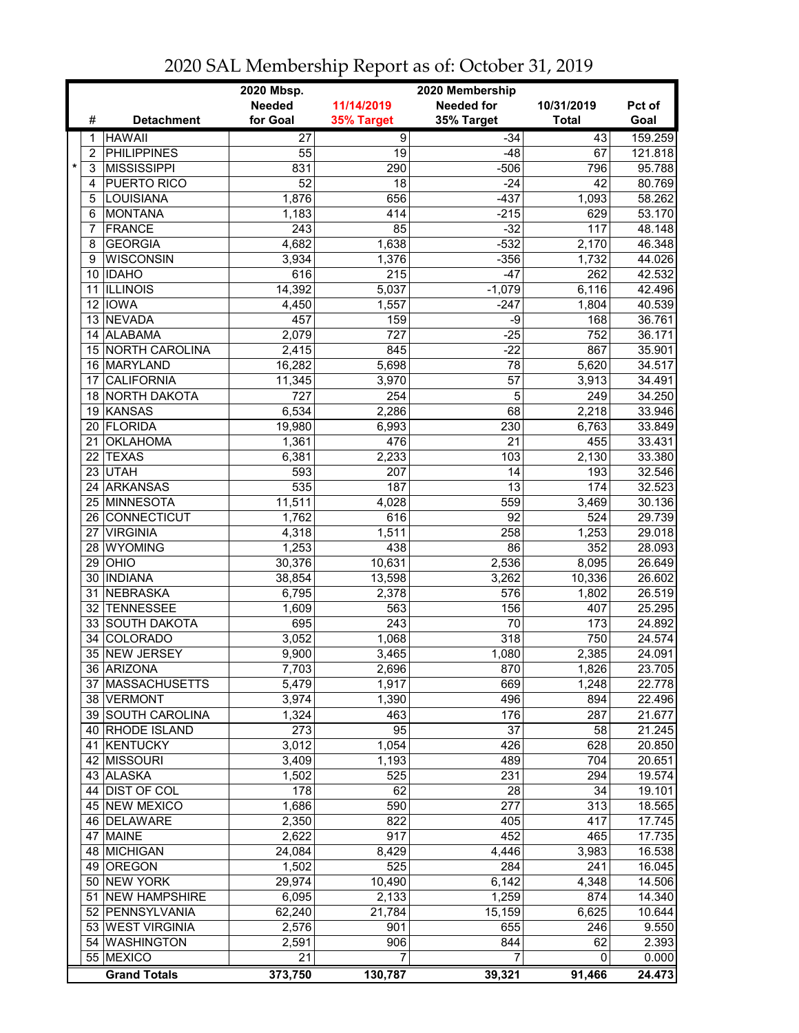# 2020 SAL Membership Report as of: October 31, 2019

| | # | Detachment | 2020 Mbsp. Needed for Goal | 11/14/2019 35% Target | 2020 Membership Needed for 35% Target | 10/31/2019 Total | Pct of Goal |
|---|---|---|---|---|---|---|---|
| | 1 | HAWAII | 27 | 9 | -34 | 43 | 159.259 |
| | 2 | PHILIPPINES | 55 | 19 | -48 | 67 | 121.818 |
| * | 3 | MISSISSIPPI | 831 | 290 | -506 | 796 | 95.788 |
| | 4 | PUERTO RICO | 52 | 18 | -24 | 42 | 80.769 |
| | 5 | LOUISIANA | 1,876 | 656 | -437 | 1,093 | 58.262 |
| | 6 | MONTANA | 1,183 | 414 | -215 | 629 | 53.170 |
| | 7 | FRANCE | 243 | 85 | -32 | 117 | 48.148 |
| | 8 | GEORGIA | 4,682 | 1,638 | -532 | 2,170 | 46.348 |
| | 9 | WISCONSIN | 3,934 | 1,376 | -356 | 1,732 | 44.026 |
| | 10 | IDAHO | 616 | 215 | -47 | 262 | 42.532 |
| | 11 | ILLINOIS | 14,392 | 5,037 | -1,079 | 6,116 | 42.496 |
| | 12 | IOWA | 4,450 | 1,557 | -247 | 1,804 | 40.539 |
| | 13 | NEVADA | 457 | 159 | -9 | 168 | 36.761 |
| | 14 | ALABAMA | 2,079 | 727 | -25 | 752 | 36.171 |
| | 15 | NORTH CAROLINA | 2,415 | 845 | -22 | 867 | 35.901 |
| | 16 | MARYLAND | 16,282 | 5,698 | 78 | 5,620 | 34.517 |
| | 17 | CALIFORNIA | 11,345 | 3,970 | 57 | 3,913 | 34.491 |
| | 18 | NORTH DAKOTA | 727 | 254 | 5 | 249 | 34.250 |
| | 19 | KANSAS | 6,534 | 2,286 | 68 | 2,218 | 33.946 |
| | 20 | FLORIDA | 19,980 | 6,993 | 230 | 6,763 | 33.849 |
| | 21 | OKLAHOMA | 1,361 | 476 | 21 | 455 | 33.431 |
| | 22 | TEXAS | 6,381 | 2,233 | 103 | 2,130 | 33.380 |
| | 23 | UTAH | 593 | 207 | 14 | 193 | 32.546 |
| | 24 | ARKANSAS | 535 | 187 | 13 | 174 | 32.523 |
| | 25 | MINNESOTA | 11,511 | 4,028 | 559 | 3,469 | 30.136 |
| | 26 | CONNECTICUT | 1,762 | 616 | 92 | 524 | 29.739 |
| | 27 | VIRGINIA | 4,318 | 1,511 | 258 | 1,253 | 29.018 |
| | 28 | WYOMING | 1,253 | 438 | 86 | 352 | 28.093 |
| | 29 | OHIO | 30,376 | 10,631 | 2,536 | 8,095 | 26.649 |
| | 30 | INDIANA | 38,854 | 13,598 | 3,262 | 10,336 | 26.602 |
| | 31 | NEBRASKA | 6,795 | 2,378 | 576 | 1,802 | 26.519 |
| | 32 | TENNESSEE | 1,609 | 563 | 156 | 407 | 25.295 |
| | 33 | SOUTH DAKOTA | 695 | 243 | 70 | 173 | 24.892 |
| | 34 | COLORADO | 3,052 | 1,068 | 318 | 750 | 24.574 |
| | 35 | NEW JERSEY | 9,900 | 3,465 | 1,080 | 2,385 | 24.091 |
| | 36 | ARIZONA | 7,703 | 2,696 | 870 | 1,826 | 23.705 |
| | 37 | MASSACHUSETTS | 5,479 | 1,917 | 669 | 1,248 | 22.778 |
| | 38 | VERMONT | 3,974 | 1,390 | 496 | 894 | 22.496 |
| | 39 | SOUTH CAROLINA | 1,324 | 463 | 176 | 287 | 21.677 |
| | 40 | RHODE ISLAND | 273 | 95 | 37 | 58 | 21.245 |
| | 41 | KENTUCKY | 3,012 | 1,054 | 426 | 628 | 20.850 |
| | 42 | MISSOURI | 3,409 | 1,193 | 489 | 704 | 20.651 |
| | 43 | ALASKA | 1,502 | 525 | 231 | 294 | 19.574 |
| | 44 | DIST OF COL | 178 | 62 | 28 | 34 | 19.101 |
| | 45 | NEW MEXICO | 1,686 | 590 | 277 | 313 | 18.565 |
| | 46 | DELAWARE | 2,350 | 822 | 405 | 417 | 17.745 |
| | 47 | MAINE | 2,622 | 917 | 452 | 465 | 17.735 |
| | 48 | MICHIGAN | 24,084 | 8,429 | 4,446 | 3,983 | 16.538 |
| | 49 | OREGON | 1,502 | 525 | 284 | 241 | 16.045 |
| | 50 | NEW YORK | 29,974 | 10,490 | 6,142 | 4,348 | 14.506 |
| | 51 | NEW HAMPSHIRE | 6,095 | 2,133 | 1,259 | 874 | 14.340 |
| | 52 | PENNSYLVANIA | 62,240 | 21,784 | 15,159 | 6,625 | 10.644 |
| | 53 | WEST VIRGINIA | 2,576 | 901 | 655 | 246 | 9.550 |
| | 54 | WASHINGTON | 2,591 | 906 | 844 | 62 | 2.393 |
| | 55 | MEXICO | 21 | 7 | 7 | 0 | 0.000 |
| | | **Grand Totals** | **373,750** | **130,787** | **39,321** | **91,466** | **24.473** |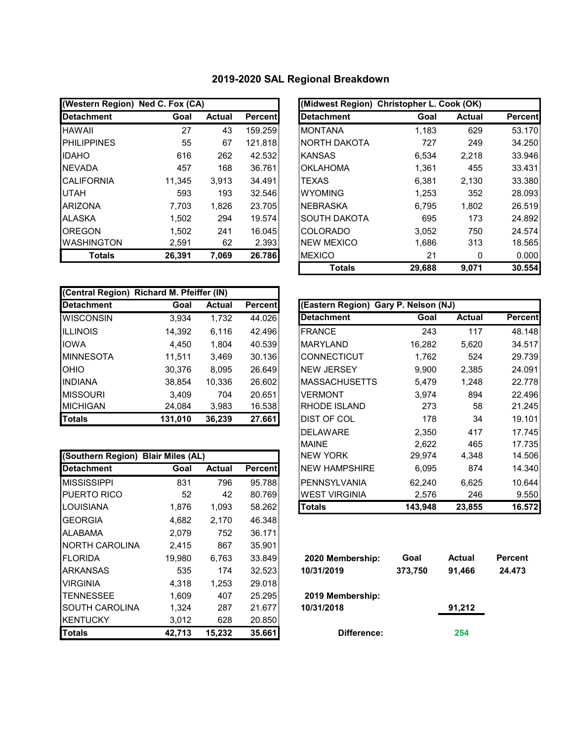# 2019-2020 SAL Regional Breakdown

| (Western Region) Ned C. Fox (CA) | | | |
|---|---|---|---|
| **Detachment** | **Goal** | **Actual** | **Percent** |
| HAWAII | 27 | 43 | 159.259 |
| PHILIPPINES | 55 | 67 | 121.818 |
| IDAHO | 616 | 262 | 42.532 |
| NEVADA | 457 | 168 | 36.761 |
| CALIFORNIA | 11,345 | 3,913 | 34.491 |
| UTAH | 593 | 193 | 32.546 |
| ARIZONA | 7,703 | 1,826 | 23.705 |
| ALASKA | 1,502 | 294 | 19.574 |
| OREGON | 1,502 | 241 | 16.045 |
| WASHINGTON | 2,591 | 62 | 2.393 |
| **Totals** | **26,391** | **7,069** | **26.786** |

| (Midwest Region) Christopher L. Cook (OK) | | | |
|---|---|---|---|
| **Detachment** | **Goal** | **Actual** | **Percent** |
| MONTANA | 1,183 | 629 | 53.170 |
| NORTH DAKOTA | 727 | 249 | 34.250 |
| KANSAS | 6,534 | 2,218 | 33.946 |
| OKLAHOMA | 1,361 | 455 | 33.431 |
| TEXAS | 6,381 | 2,130 | 33.380 |
| WYOMING | 1,253 | 352 | 28.093 |
| NEBRASKA | 6,795 | 1,802 | 26.519 |
| SOUTH DAKOTA | 695 | 173 | 24.892 |
| COLORADO | 3,052 | 750 | 24.574 |
| NEW MEXICO | 1,686 | 313 | 18.565 |
| MEXICO | 21 | 0 | 0.000 |
| **Totals** | **29,688** | **9,071** | **30.554** |

| (Central Region) Richard M. Pfeiffer (IN) | | | |
|---|---|---|---|
| **Detachment** | **Goal** | **Actual** | **Percent** |
| WISCONSIN | 3,934 | 1,732 | 44.026 |
| ILLINOIS | 14,392 | 6,116 | 42.496 |
| IOWA | 4,450 | 1,804 | 40.539 |
| MINNESOTA | 11,511 | 3,469 | 30.136 |
| OHIO | 30,376 | 8,095 | 26.649 |
| INDIANA | 38,854 | 10,336 | 26.602 |
| MISSOURI | 3,409 | 704 | 20.651 |
| MICHIGAN | 24,084 | 3,983 | 16.538 |
| **Totals** | **131,010** | **36,239** | **27.661** |

| (Eastern Region) Gary P. Nelson (NJ) | | | |
|---|---|---|---|
| **Detachment** | **Goal** | **Actual** | **Percent** |
| FRANCE | 243 | 117 | 48.148 |
| MARYLAND | 16,282 | 5,620 | 34.517 |
| CONNECTICUT | 1,762 | 524 | 29.739 |
| NEW JERSEY | 9,900 | 2,385 | 24.091 |
| MASSACHUSETTS | 5,479 | 1,248 | 22.778 |
| VERMONT | 3,974 | 894 | 22.496 |
| RHODE ISLAND | 273 | 58 | 21.245 |
| DIST OF COL | 178 | 34 | 19.101 |
| DELAWARE | 2,350 | 417 | 17.745 |
| MAINE | 2,622 | 465 | 17.735 |
| NEW YORK | 29,974 | 4,348 | 14.506 |
| NEW HAMPSHIRE | 6,095 | 874 | 14.340 |
| PENNSYLVANIA | 62,240 | 6,625 | 10.644 |
| WEST VIRGINIA | 2,576 | 246 | 9.550 |
| **Totals** | **143,948** | **23,855** | **16.572** |

| (Southern Region) Blair Miles (AL) | | | |
|---|---|---|---|
| **Detachment** | **Goal** | **Actual** | **Percent** |
| MISSISSIPPI | 831 | 796 | 95.788 |
| PUERTO RICO | 52 | 42 | 80.769 |
| LOUISIANA | 1,876 | 1,093 | 58.262 |
| GEORGIA | 4,682 | 2,170 | 46.348 |
| ALABAMA | 2,079 | 752 | 36.171 |
| NORTH CAROLINA | 2,415 | 867 | 35.901 |
| FLORIDA | 19,980 | 6,763 | 33.849 |
| ARKANSAS | 535 | 174 | 32.523 |
| VIRGINIA | 4,318 | 1,253 | 29.018 |
| TENNESSEE | 1,609 | 407 | 25.295 |
| SOUTH CAROLINA | 1,324 | 287 | 21.677 |
| KENTUCKY | 3,012 | 628 | 20.850 |
| **Totals** | **42,713** | **15,232** | **35.661** |

| **2020 Membership:** | **Goal** | **Actual** | **Percent** |
|---|---|---|---|
| **10/31/2019** | **373,750** | **91,466** | **24.473** |
| **2019 Membership:** | | | |
| **10/31/2018** | | **91,212** | |
| **Difference:** | | **254** | |